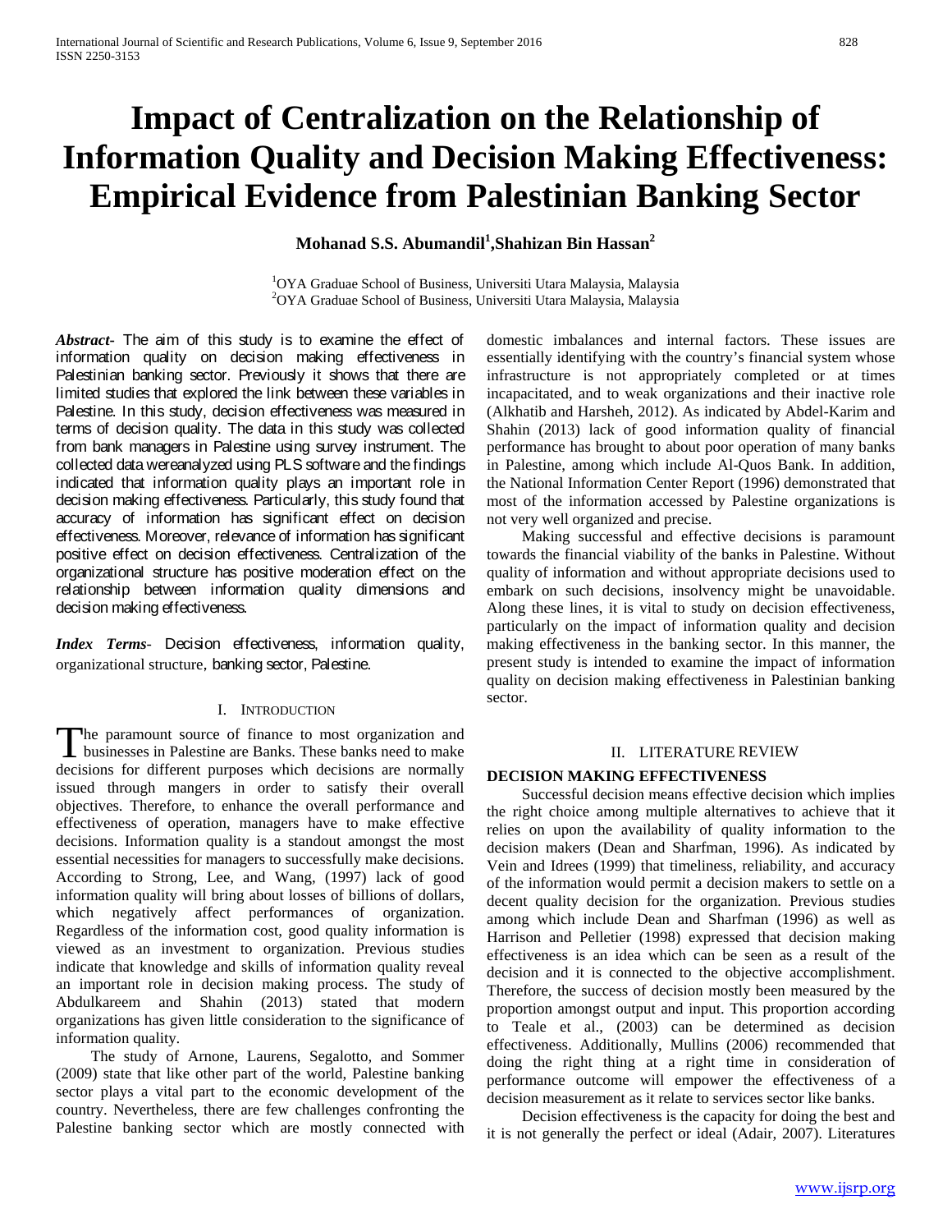# Impact of Centralization on the Relationship of Information Quality and Decision Making Effectiveness: Empirical Evidence from Palestinian Banking Sector

**Mohanad S.S. Abumandil[1], Shahizan Bin Hassan[2]**

[1]OYA Graduae School of Business, Universiti Utara Malaysia, Malaysia
[2]OYA Graduae School of Business, Universiti Utara Malaysia, Malaysia

***Abstract***- The aim of this study is to examine the effect of information quality on decision making effectiveness in Palestinian banking sector. Previously it shows that there are limited studies that explored the link between these variables in Palestine. In this study, decision effectiveness was measured in terms of decision quality. The data in this study was collected from bank managers in Palestine using survey instrument. The collected data wereanalyzed using PLS software and the findings indicated that information quality plays an important role in decision making effectiveness. Particularly, this study found that accuracy of information has significant effect on decision effectiveness. Moreover, relevance of information has significant positive effect on decision effectiveness. Centralization of the organizational structure has positive moderation effect on the relationship between information quality dimensions and decision making effectiveness.

***Index Terms***- Decision effectiveness, information quality, organizational structure, banking sector, Palestine.

## I. Introduction

The paramount source of finance to most organization and businesses in Palestine are Banks. These banks need to make decisions for different purposes which decisions are normally issued through mangers in order to satisfy their overall objectives. Therefore, to enhance the overall performance and effectiveness of operation, managers have to make effective decisions. Information quality is a standout amongst the most essential necessities for managers to successfully make decisions. According to Strong, Lee, and Wang, (1997) lack of good information quality will bring about losses of billions of dollars, which negatively affect performances of organization. Regardless of the information cost, good quality information is viewed as an investment to organization. Previous studies indicate that knowledge and skills of information quality reveal an important role in decision making process. The study of Abdulkareem and Shahin (2013) stated that modern organizations has given little consideration to the significance of information quality.

The study of Arnone, Laurens, Segalotto, and Sommer (2009) state that like other part of the world, Palestine banking sector plays a vital part to the economic development of the country. Nevertheless, there are few challenges confronting the Palestine banking sector which are mostly connected with domestic imbalances and internal factors. These issues are essentially identifying with the country's financial system whose infrastructure is not appropriately completed or at times incapacitated, and to weak organizations and their inactive role (Alkhatib and Harsheh, 2012). As indicated by Abdel-Karim and Shahin (2013) lack of good information quality of financial performance has brought to about poor operation of many banks in Palestine, among which include Al-Quos Bank. In addition, the National Information Center Report (1996) demonstrated that most of the information accessed by Palestine organizations is not very well organized and precise.

Making successful and effective decisions is paramount towards the financial viability of the banks in Palestine. Without quality of information and without appropriate decisions used to embark on such decisions, insolvency might be unavoidable. Along these lines, it is vital to study on decision effectiveness, particularly on the impact of information quality and decision making effectiveness in the banking sector. In this manner, the present study is intended to examine the impact of information quality on decision making effectiveness in Palestinian banking sector.

## II. Literature Review

### DECISION MAKING EFFECTIVENESS

Successful decision means effective decision which implies the right choice among multiple alternatives to achieve that it relies on upon the availability of quality information to the decision makers (Dean and Sharfman, 1996). As indicated by Vein and Idrees (1999) that timeliness, reliability, and accuracy of the information would permit a decision makers to settle on a decent quality decision for the organization. Previous studies among which include Dean and Sharfman (1996) as well as Harrison and Pelletier (1998) expressed that decision making effectiveness is an idea which can be seen as a result of the decision and it is connected to the objective accomplishment. Therefore, the success of decision mostly been measured by the proportion amongst output and input. This proportion according to Teale et al., (2003) can be determined as decision effectiveness. Additionally, Mullins (2006) recommended that doing the right thing at a right time in consideration of performance outcome will empower the effectiveness of a decision measurement as it relate to services sector like banks.

Decision effectiveness is the capacity for doing the best and it is not generally the perfect or ideal (Adair, 2007). Literatures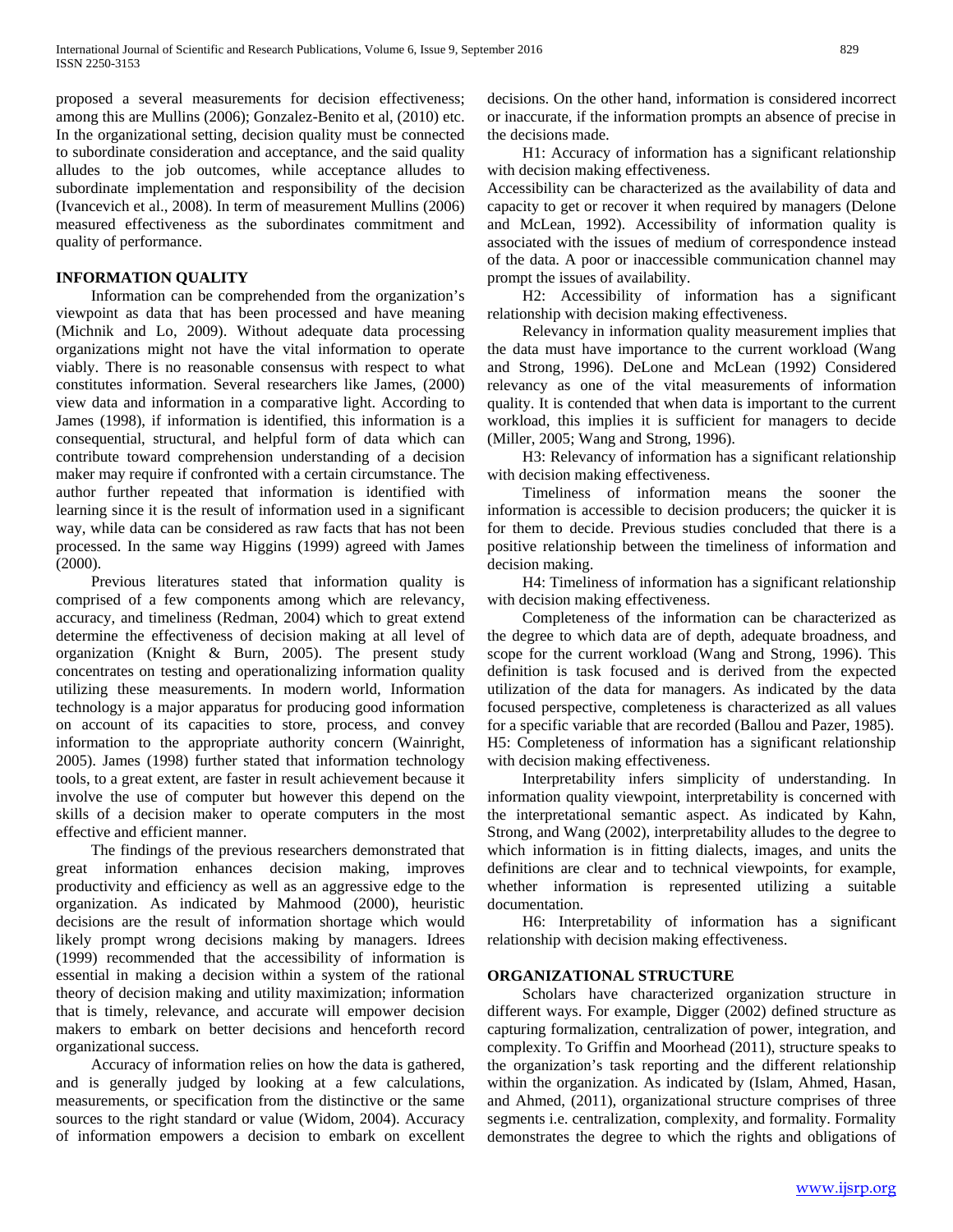proposed a several measurements for decision effectiveness; among this are Mullins (2006); Gonzalez-Benito et al, (2010) etc. In the organizational setting, decision quality must be connected to subordinate consideration and acceptance, and the said quality alludes to the job outcomes, while acceptance alludes to subordinate implementation and responsibility of the decision (Ivancevich et al., 2008). In term of measurement Mullins (2006) measured effectiveness as the subordinates commitment and quality of performance.

## INFORMATION QUALITY

Information can be comprehended from the organization's viewpoint as data that has been processed and have meaning (Michnik and Lo, 2009). Without adequate data processing organizations might not have the vital information to operate viably. There is no reasonable consensus with respect to what constitutes information. Several researchers like James, (2000) view data and information in a comparative light. According to James (1998), if information is identified, this information is a consequential, structural, and helpful form of data which can contribute toward comprehension understanding of a decision maker may require if confronted with a certain circumstance. The author further repeated that information is identified with learning since it is the result of information used in a significant way, while data can be considered as raw facts that has not been processed. In the same way Higgins (1999) agreed with James (2000).

Previous literatures stated that information quality is comprised of a few components among which are relevancy, accuracy, and timeliness (Redman, 2004) which to great extend determine the effectiveness of decision making at all level of organization (Knight & Burn, 2005). The present study concentrates on testing and operationalizing information quality utilizing these measurements. In modern world, Information technology is a major apparatus for producing good information on account of its capacities to store, process, and convey information to the appropriate authority concern (Wainright, 2005). James (1998) further stated that information technology tools, to a great extent, are faster in result achievement because it involve the use of computer but however this depend on the skills of a decision maker to operate computers in the most effective and efficient manner.

The findings of the previous researchers demonstrated that great information enhances decision making, improves productivity and efficiency as well as an aggressive edge to the organization. As indicated by Mahmood (2000), heuristic decisions are the result of information shortage which would likely prompt wrong decisions making by managers. Idrees (1999) recommended that the accessibility of information is essential in making a decision within a system of the rational theory of decision making and utility maximization; information that is timely, relevance, and accurate will empower decision makers to embark on better decisions and henceforth record organizational success.

Accuracy of information relies on how the data is gathered, and is generally judged by looking at a few calculations, measurements, or specification from the distinctive or the same sources to the right standard or value (Widom, 2004). Accuracy of information empowers a decision to embark on excellent decisions. On the other hand, information is considered incorrect or inaccurate, if the information prompts an absence of precise in the decisions made.

H1: Accuracy of information has a significant relationship with decision making effectiveness.

Accessibility can be characterized as the availability of data and capacity to get or recover it when required by managers (Delone and McLean, 1992). Accessibility of information quality is associated with the issues of medium of correspondence instead of the data. A poor or inaccessible communication channel may prompt the issues of availability.

H2: Accessibility of information has a significant relationship with decision making effectiveness.

Relevancy in information quality measurement implies that the data must have importance to the current workload (Wang and Strong, 1996). DeLone and McLean (1992) Considered relevancy as one of the vital measurements of information quality. It is contended that when data is important to the current workload, this implies it is sufficient for managers to decide (Miller, 2005; Wang and Strong, 1996).

H3: Relevancy of information has a significant relationship with decision making effectiveness.

Timeliness of information means the sooner the information is accessible to decision producers; the quicker it is for them to decide. Previous studies concluded that there is a positive relationship between the timeliness of information and decision making.

H4: Timeliness of information has a significant relationship with decision making effectiveness.

Completeness of the information can be characterized as the degree to which data are of depth, adequate broadness, and scope for the current workload (Wang and Strong, 1996). This definition is task focused and is derived from the expected utilization of the data for managers. As indicated by the data focused perspective, completeness is characterized as all values for a specific variable that are recorded (Ballou and Pazer, 1985).

H5: Completeness of information has a significant relationship with decision making effectiveness.

Interpretability infers simplicity of understanding. In information quality viewpoint, interpretability is concerned with the interpretational semantic aspect. As indicated by Kahn, Strong, and Wang (2002), interpretability alludes to the degree to which information is in fitting dialects, images, and units the definitions are clear and to technical viewpoints, for example, whether information is represented utilizing a suitable documentation.

H6: Interpretability of information has a significant relationship with decision making effectiveness.

## ORGANIZATIONAL STRUCTURE

Scholars have characterized organization structure in different ways. For example, Digger (2002) defined structure as capturing formalization, centralization of power, integration, and complexity. To Griffin and Moorhead (2011), structure speaks to the organization's task reporting and the different relationship within the organization. As indicated by (Islam, Ahmed, Hasan, and Ahmed, (2011), organizational structure comprises of three segments i.e. centralization, complexity, and formality. Formality demonstrates the degree to which the rights and obligations of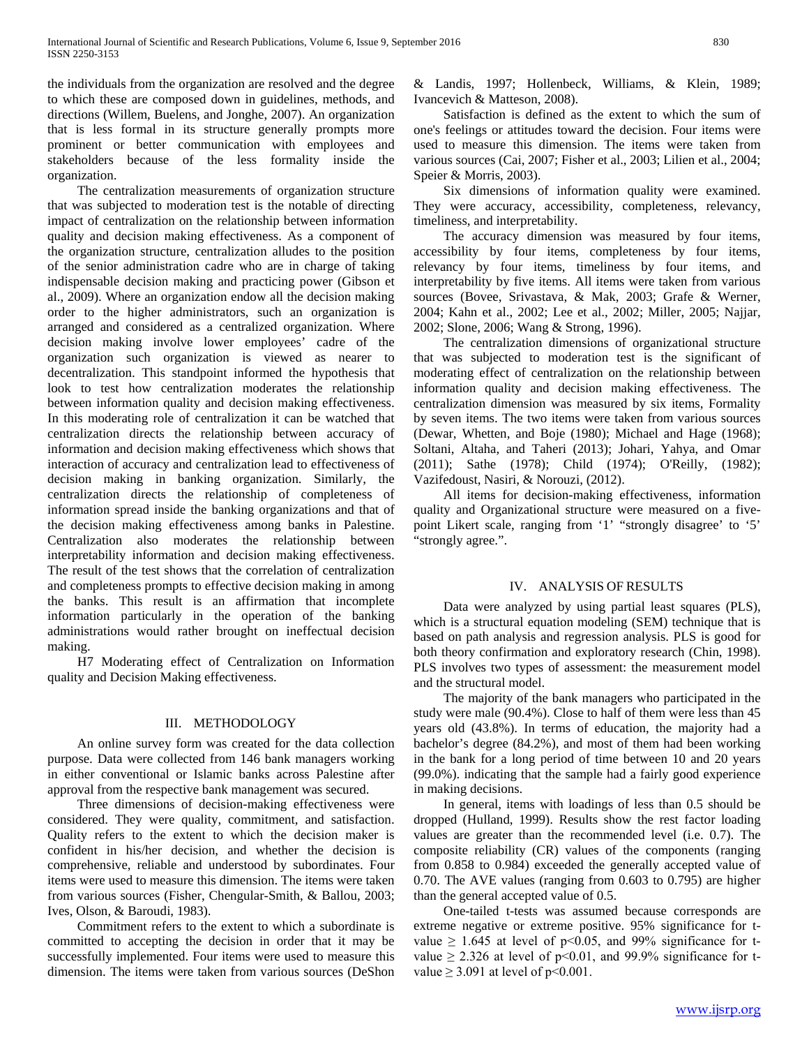the individuals from the organization are resolved and the degree to which these are composed down in guidelines, methods, and directions (Willem, Buelens, and Jonghe, 2007). An organization that is less formal in its structure generally prompts more prominent or better communication with employees and stakeholders because of the less formality inside the organization.

The centralization measurements of organization structure that was subjected to moderation test is the notable of directing impact of centralization on the relationship between information quality and decision making effectiveness. As a component of the organization structure, centralization alludes to the position of the senior administration cadre who are in charge of taking indispensable decision making and practicing power (Gibson et al., 2009). Where an organization endow all the decision making order to the higher administrators, such an organization is arranged and considered as a centralized organization. Where decision making involve lower employees' cadre of the organization such organization is viewed as nearer to decentralization. This standpoint informed the hypothesis that look to test how centralization moderates the relationship between information quality and decision making effectiveness. In this moderating role of centralization it can be watched that centralization directs the relationship between accuracy of information and decision making effectiveness which shows that interaction of accuracy and centralization lead to effectiveness of decision making in banking organization. Similarly, the centralization directs the relationship of completeness of information spread inside the banking organizations and that of the decision making effectiveness among banks in Palestine. Centralization also moderates the relationship between interpretability information and decision making effectiveness. The result of the test shows that the correlation of centralization and completeness prompts to effective decision making in among the banks. This result is an affirmation that incomplete information particularly in the operation of the banking administrations would rather brought on ineffectual decision making.

H7 Moderating effect of Centralization on Information quality and Decision Making effectiveness.

## III. METHODOLOGY

An online survey form was created for the data collection purpose. Data were collected from 146 bank managers working in either conventional or Islamic banks across Palestine after approval from the respective bank management was secured.

Three dimensions of decision-making effectiveness were considered. They were quality, commitment, and satisfaction. Quality refers to the extent to which the decision maker is confident in his/her decision, and whether the decision is comprehensive, reliable and understood by subordinates. Four items were used to measure this dimension. The items were taken from various sources (Fisher, Chengular-Smith, & Ballou, 2003; Ives, Olson, & Baroudi, 1983).

Commitment refers to the extent to which a subordinate is committed to accepting the decision in order that it may be successfully implemented. Four items were used to measure this dimension. The items were taken from various sources (DeShon & Landis, 1997; Hollenbeck, Williams, & Klein, 1989; Ivancevich & Matteson, 2008).

Satisfaction is defined as the extent to which the sum of one's feelings or attitudes toward the decision. Four items were used to measure this dimension. The items were taken from various sources (Cai, 2007; Fisher et al., 2003; Lilien et al., 2004; Speier & Morris, 2003).

Six dimensions of information quality were examined. They were accuracy, accessibility, completeness, relevancy, timeliness, and interpretability.

The accuracy dimension was measured by four items, accessibility by four items, completeness by four items, relevancy by four items, timeliness by four items, and interpretability by five items. All items were taken from various sources (Bovee, Srivastava, & Mak, 2003; Grafe & Werner, 2004; Kahn et al., 2002; Lee et al., 2002; Miller, 2005; Najjar, 2002; Slone, 2006; Wang & Strong, 1996).

The centralization dimensions of organizational structure that was subjected to moderation test is the significant of moderating effect of centralization on the relationship between information quality and decision making effectiveness. The centralization dimension was measured by six items, Formality by seven items. The two items were taken from various sources (Dewar, Whetten, and Boje (1980); Michael and Hage (1968); Soltani, Altaha, and Taheri (2013); Johari, Yahya, and Omar (2011); Sathe (1978); Child (1974); O'Reilly, (1982); Vazifedoust, Nasiri, & Norouzi, (2012).

All items for decision-making effectiveness, information quality and Organizational structure were measured on a five-point Likert scale, ranging from '1' "strongly disagree' to '5' "strongly agree.".

## IV. ANALYSIS OF RESULTS

Data were analyzed by using partial least squares (PLS), which is a structural equation modeling (SEM) technique that is based on path analysis and regression analysis. PLS is good for both theory confirmation and exploratory research (Chin, 1998). PLS involves two types of assessment: the measurement model and the structural model.

The majority of the bank managers who participated in the study were male (90.4%). Close to half of them were less than 45 years old (43.8%). In terms of education, the majority had a bachelor's degree (84.2%), and most of them had been working in the bank for a long period of time between 10 and 20 years (99.0%). indicating that the sample had a fairly good experience in making decisions.

In general, items with loadings of less than 0.5 should be dropped (Hulland, 1999). Results show the rest factor loading values are greater than the recommended level (i.e. 0.7). The composite reliability (CR) values of the components (ranging from 0.858 to 0.984) exceeded the generally accepted value of 0.70. The AVE values (ranging from 0.603 to 0.795) are higher than the general accepted value of 0.5.

One-tailed t-tests was assumed because corresponds are extreme negative or extreme positive. 95% significance for t-value $\geq 1.645$ at level of $p<0.05$, and 99% significance for t-value $\geq 2.326$ at level of $p<0.01$, and 99.9% significance for t-value $\geq 3.091$ at level of $p<0.001$.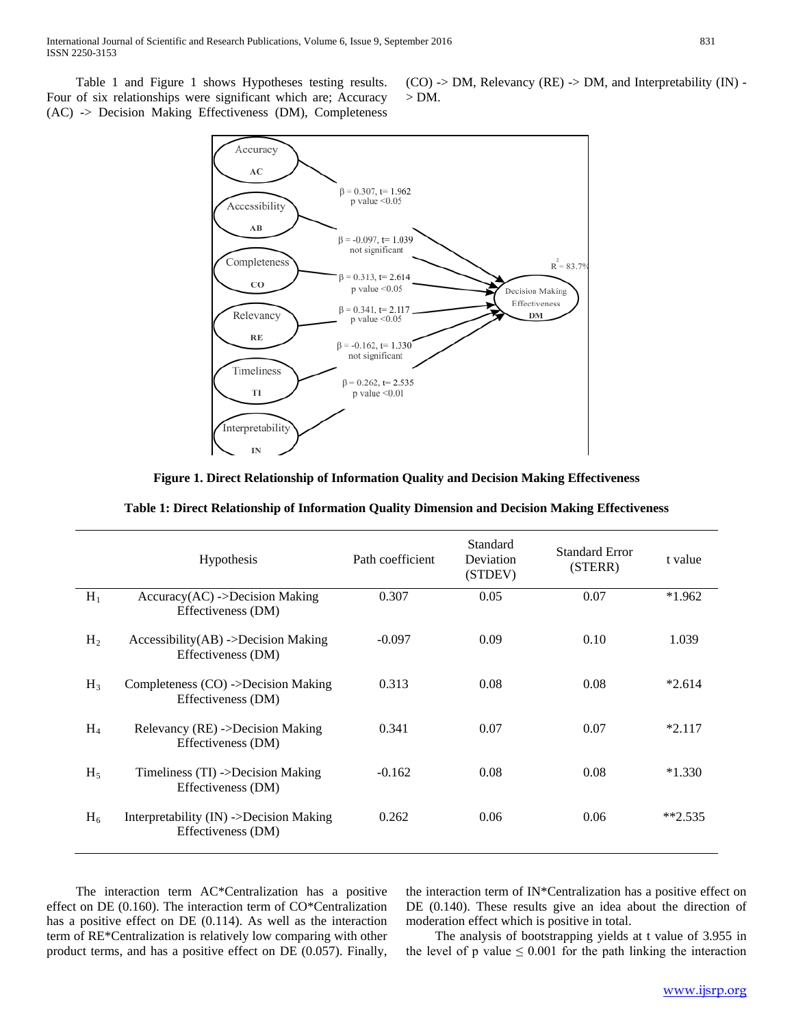Table 1 and Figure 1 shows Hypotheses testing results. Four of six relationships were significant which are; Accuracy (AC) -> Decision Making Effectiveness (DM), Completeness (CO) -> DM, Relevancy (RE) -> DM, and Interpretability (IN) -> DM.

**Figure 1. Direct Relationship of Information Quality and Decision Making Effectiveness**

**Table 1: Direct Relationship of Information Quality Dimension and Decision Making Effectiveness**

| | Hypothesis | Path coefficient | Standard Deviation (STDEV) | Standard Error (STERR) | t value |
|---|---|---|---|---|---|
| $H_1$ | Accuracy(AC) ->Decision Making Effectiveness (DM) | 0.307 | 0.05 | 0.07 | *1.962 |
| $H_2$ | Accessibility(AB) ->Decision Making Effectiveness (DM) | -0.097 | 0.09 | 0.10 | 1.039 |
| $H_3$ | Completeness (CO) ->Decision Making Effectiveness (DM) | 0.313 | 0.08 | 0.08 | *2.614 |
| $H_4$ | Relevancy (RE) ->Decision Making Effectiveness (DM) | 0.341 | 0.07 | 0.07 | *2.117 |
| $H_5$ | Timeliness (TI) ->Decision Making Effectiveness (DM) | -0.162 | 0.08 | 0.08 | *1.330 |
| $H_6$ | Interpretability (IN) ->Decision Making Effectiveness (DM) | 0.262 | 0.06 | 0.06 | **2.535 |

The interaction term AC*Centralization has a positive effect on DE (0.160). The interaction term of CO*Centralization has a positive effect on DE (0.114). As well as the interaction term of RE*Centralization is relatively low comparing with other product terms, and has a positive effect on DE (0.057). Finally, the interaction term of IN*Centralization has a positive effect on DE (0.140). These results give an idea about the direction of moderation effect which is positive in total.

The analysis of bootstrapping yields at t value of 3.955 in the level of p value $\leq 0.001$ for the path linking the interaction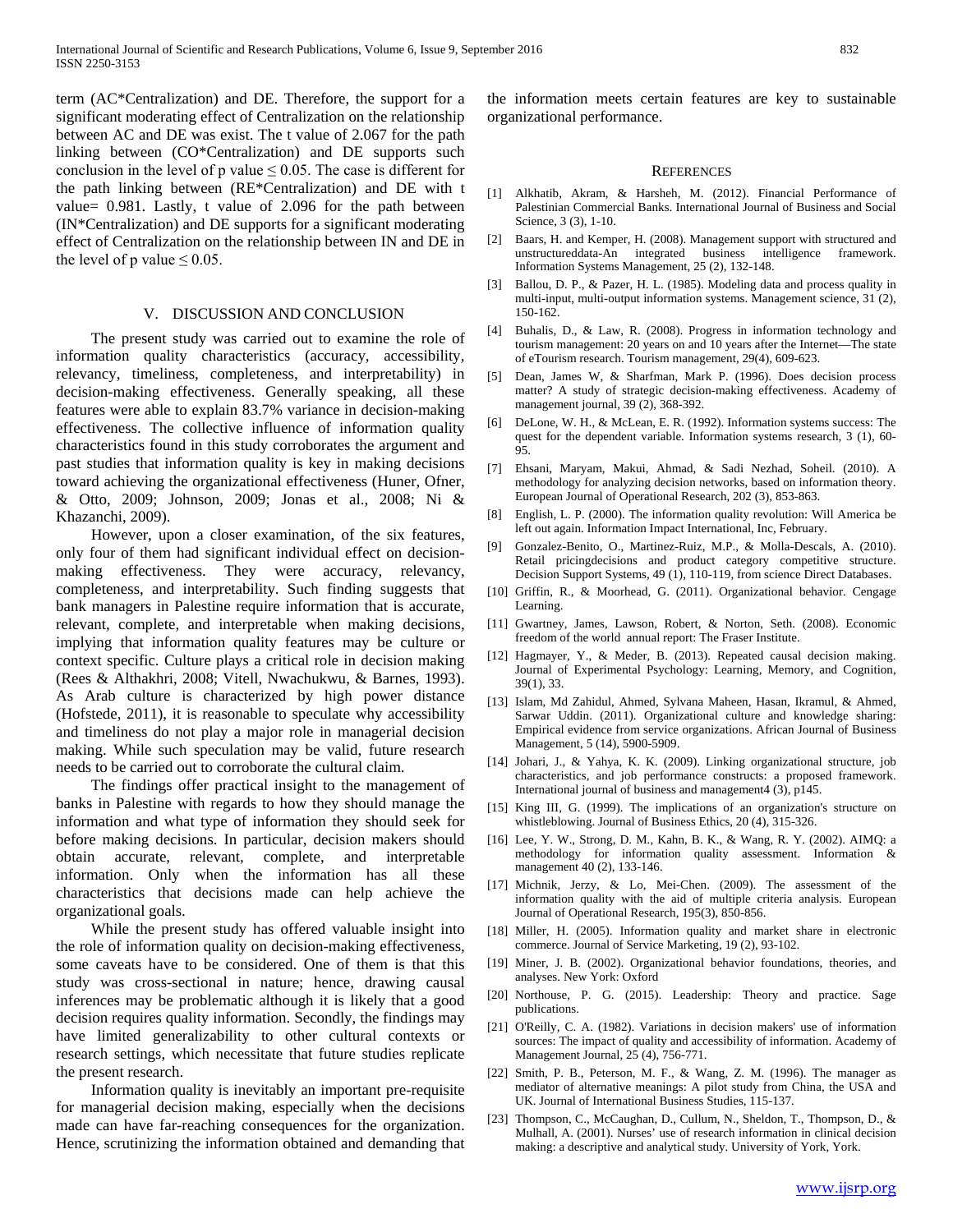term (AC*Centralization) and DE. Therefore, the support for a significant moderating effect of Centralization on the relationship between AC and DE was exist. The t value of 2.067 for the path linking between (CO*Centralization) and DE supports such conclusion in the level of p value $\leq 0.05$. The case is different for the path linking between (RE*Centralization) and DE with t value= 0.981. Lastly, t value of 2.096 for the path between (IN*Centralization) and DE supports for a significant moderating effect of Centralization on the relationship between IN and DE in the level of p value $\leq 0.05$.

## V. Discussion and Conclusion

The present study was carried out to examine the role of information quality characteristics (accuracy, accessibility, relevancy, timeliness, completeness, and interpretability) in decision-making effectiveness. Generally speaking, all these features were able to explain 83.7% variance in decision-making effectiveness. The collective influence of information quality characteristics found in this study corroborates the argument and past studies that information quality is key in making decisions toward achieving the organizational effectiveness (Huner, Ofner, & Otto, 2009; Johnson, 2009; Jonas et al., 2008; Ni & Khazanchi, 2009).

However, upon a closer examination, of the six features, only four of them had significant individual effect on decision-making effectiveness. They were accuracy, relevancy, completeness, and interpretability. Such finding suggests that bank managers in Palestine require information that is accurate, relevant, complete, and interpretable when making decisions, implying that information quality features may be culture or context specific. Culture plays a critical role in decision making (Rees & Althakhri, 2008; Vitell, Nwachukwu, & Barnes, 1993). As Arab culture is characterized by high power distance (Hofstede, 2011), it is reasonable to speculate why accessibility and timeliness do not play a major role in managerial decision making. While such speculation may be valid, future research needs to be carried out to corroborate the cultural claim.

The findings offer practical insight to the management of banks in Palestine with regards to how they should manage the information and what type of information they should seek for before making decisions. In particular, decision makers should obtain accurate, relevant, complete, and interpretable information. Only when the information has all these characteristics that decisions made can help achieve the organizational goals.

While the present study has offered valuable insight into the role of information quality on decision-making effectiveness, some caveats have to be considered. One of them is that this study was cross-sectional in nature; hence, drawing causal inferences may be problematic although it is likely that a good decision requires quality information. Secondly, the findings may have limited generalizability to other cultural contexts or research settings, which necessitate that future studies replicate the present research.

Information quality is inevitably an important pre-requisite for managerial decision making, especially when the decisions made can have far-reaching consequences for the organization. Hence, scrutinizing the information obtained and demanding that the information meets certain features are key to sustainable organizational performance.

## References

[1] Alkhatib, Akram, & Harsheh, M. (2012). Financial Performance of Palestinian Commercial Banks. International Journal of Business and Social Science, 3 (3), 1-10.

[2] Baars, H. and Kemper, H. (2008). Management support with structured and unstructureddata-An integrated business intelligence framework. Information Systems Management, 25 (2), 132-148.

[3] Ballou, D. P., & Pazer, H. L. (1985). Modeling data and process quality in multi-input, multi-output information systems. Management science, 31 (2), 150-162.

[4] Buhalis, D., & Law, R. (2008). Progress in information technology and tourism management: 20 years on and 10 years after the Internet—The state of eTourism research. Tourism management, 29(4), 609-623.

[5] Dean, James W, & Sharfman, Mark P. (1996). Does decision process matter? A study of strategic decision-making effectiveness. Academy of management journal, 39 (2), 368-392.

[6] DeLone, W. H., & McLean, E. R. (1992). Information systems success: The quest for the dependent variable. Information systems research, 3 (1), 60-95.

[7] Ehsani, Maryam, Makui, Ahmad, & Sadi Nezhad, Soheil. (2010). A methodology for analyzing decision networks, based on information theory. European Journal of Operational Research, 202 (3), 853-863.

[8] English, L. P. (2000). The information quality revolution: Will America be left out again. Information Impact International, Inc, February.

[9] Gonzalez-Benito, O., Martinez-Ruiz, M.P., & Molla-Descals, A. (2010). Retail pricingdecisions and product category competitive structure. Decision Support Systems, 49 (1), 110-119, from science Direct Databases.

[10] Griffin, R., & Moorhead, G. (2011). Organizational behavior. Cengage Learning.

[11] Gwartney, James, Lawson, Robert, & Norton, Seth. (2008). Economic freedom of the world annual report: The Fraser Institute.

[12] Hagmayer, Y., & Meder, B. (2013). Repeated causal decision making. Journal of Experimental Psychology: Learning, Memory, and Cognition, 39(1), 33.

[13] Islam, Md Zahidul, Ahmed, Sylvana Maheen, Hasan, Ikramul, & Ahmed, Sarwar Uddin. (2011). Organizational culture and knowledge sharing: Empirical evidence from service organizations. African Journal of Business Management, 5 (14), 5900-5909.

[14] Johari, J., & Yahya, K. K. (2009). Linking organizational structure, job characteristics, and job performance constructs: a proposed framework. International journal of business and management4 (3), p145.

[15] King III, G. (1999). The implications of an organization's structure on whistleblowing. Journal of Business Ethics, 20 (4), 315-326.

[16] Lee, Y. W., Strong, D. M., Kahn, B. K., & Wang, R. Y. (2002). AIMQ: a methodology for information quality assessment. Information & management 40 (2), 133-146.

[17] Michnik, Jerzy, & Lo, Mei-Chen. (2009). The assessment of the information quality with the aid of multiple criteria analysis. European Journal of Operational Research, 195(3), 850-856.

[18] Miller, H. (2005). Information quality and market share in electronic commerce. Journal of Service Marketing, 19 (2), 93-102.

[19] Miner, J. B. (2002). Organizational behavior foundations, theories, and analyses. New York: Oxford

[20] Northouse, P. G. (2015). Leadership: Theory and practice. Sage publications.

[21] O'Reilly, C. A. (1982). Variations in decision makers' use of information sources: The impact of quality and accessibility of information. Academy of Management Journal, 25 (4), 756-771.

[22] Smith, P. B., Peterson, M. F., & Wang, Z. M. (1996). The manager as mediator of alternative meanings: A pilot study from China, the USA and UK. Journal of International Business Studies, 115-137.

[23] Thompson, C., McCaughan, D., Cullum, N., Sheldon, T., Thompson, D., & Mulhall, A. (2001). Nurses' use of research information in clinical decision making: a descriptive and analytical study. University of York, York.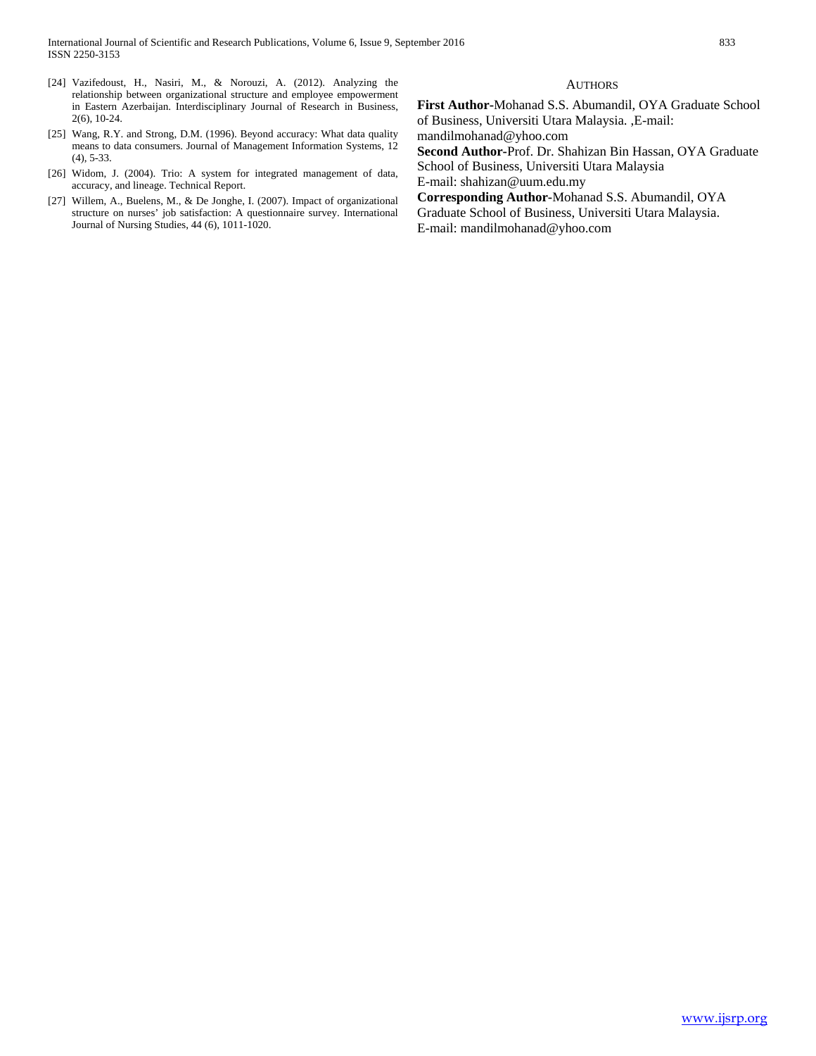[24] Vazifedoust, H., Nasiri, M., & Norouzi, A. (2012). Analyzing the relationship between organizational structure and employee empowerment in Eastern Azerbaijan. Interdisciplinary Journal of Research in Business, 2(6), 10-24.

[25] Wang, R.Y. and Strong, D.M. (1996). Beyond accuracy: What data quality means to data consumers. Journal of Management Information Systems, 12 (4), 5-33.

[26] Widom, J. (2004). Trio: A system for integrated management of data, accuracy, and lineage. Technical Report.

[27] Willem, A., Buelens, M., & De Jonghe, I. (2007). Impact of organizational structure on nurses' job satisfaction: A questionnaire survey. International Journal of Nursing Studies, 44 (6), 1011-1020.

## AUTHORS

**First Author**-Mohanad S.S. Abumandil, OYA Graduate School of Business, Universiti Utara Malaysia. ,E-mail: mandilmohanad@yhoo.com

**Second Author**-Prof. Dr. Shahizan Bin Hassan, OYA Graduate School of Business, Universiti Utara Malaysia
E-mail: shahizan@uum.edu.my

**Corresponding Author**-Mohanad S.S. Abumandil, OYA Graduate School of Business, Universiti Utara Malaysia.
E-mail: mandilmohanad@yhoo.com